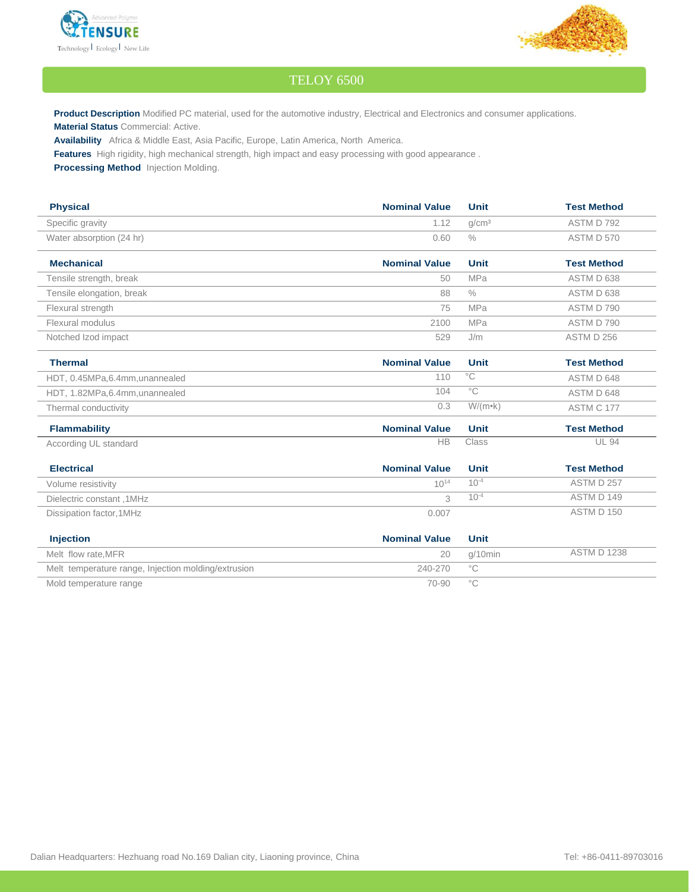# TELOY 6500

**Product Description** Modified PC material, used for the automotive industry, Electrical and Electronics and consumer applications.

**Material Status** Commercial: Active.

**Availability** Africa & Middle East, Asia Pacific, Europe, Latin America, North America.

**Features** High rigidity, high mechanical strength, high impact and easy processing with good appearance .

**Processing Method** Injection Molding.

| Physical | Nominal Value | Unit | Test Method |
|---|---|---|---|
| Specific gravity | 1.12 | g/cm³ | ASTM D 792 |
| Water absorption (24 hr) | 0.60 | % | ASTM D 570 |

| Mechanical | Nominal Value | Unit | Test Method |
|---|---|---|---|
| Tensile strength, break | 50 | MPa | ASTM D 638 |
| Tensile elongation, break | 88 | % | ASTM D 638 |
| Flexural strength | 75 | MPa | ASTM D 790 |
| Flexural modulus | 2100 | MPa | ASTM D 790 |
| Notched Izod impact | 529 | J/m | ASTM D 256 |

| Thermal | Nominal Value | Unit | Test Method |
|---|---|---|---|
| HDT, 0.45MPa,6.4mm,unannealed | 110 | °C | ASTM D 648 |
| HDT, 1.82MPa,6.4mm,unannealed | 104 | °C | ASTM D 648 |
| Thermal conductivity | 0.3 | W/(m•k) | ASTM C 177 |

| Flammability | Nominal Value | Unit | Test Method |
|---|---|---|---|
| According UL standard | HB | Class | UL 94 |

| Electrical | Nominal Value | Unit | Test Method |
|---|---|---|---|
| Volume resistivity | $10^{14}$ | $10^{-4}$ | ASTM D 257 |
| Dielectric constant ,1MHz | 3 | $10^{-4}$ | ASTM D 149 |
| Dissipation factor,1MHz | 0.007 | | ASTM D 150 |

| Injection | Nominal Value | Unit | |
|---|---|---|---|
| Melt flow rate,MFR | 20 | g/10min | ASTM D 1238 |
| Melt temperature range, Injection molding/extrusion | 240-270 | °C | |
| Mold temperature range | 70-90 | °C | |

Dalian Headquarters: Hezhuang road No.169 Dalian city, Liaoning province, China

Tel: +86-0411-89703016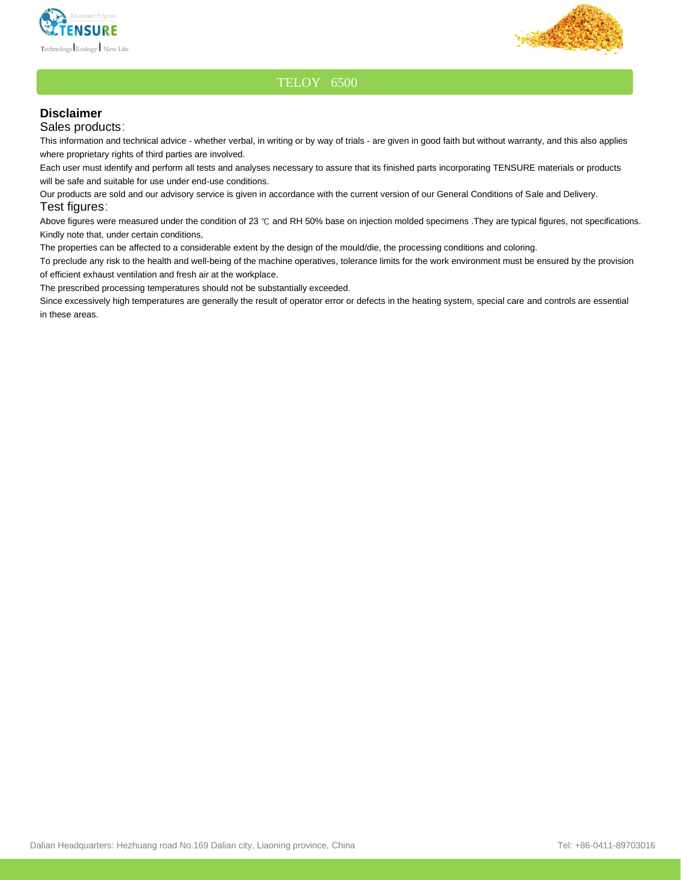# TELOY 6500

## Disclaimer

### Sales products:

This information and technical advice - whether verbal, in writing or by way of trials - are given in good faith but without warranty, and this also applies where proprietary rights of third parties are involved.

Each user must identify and perform all tests and analyses necessary to assure that its finished parts incorporating TENSURE materials or products will be safe and suitable for use under end-use conditions.

Our products are sold and our advisory service is given in accordance with the current version of our General Conditions of Sale and Delivery.

### Test figures:

Above figures were measured under the condition of 23 ℃ and RH 50% base on injection molded specimens .They are typical figures, not specifications. Kindly note that, under certain conditions,

The properties can be affected to a considerable extent by the design of the mould/die, the processing conditions and coloring.

To preclude any risk to the health and well-being of the machine operatives, tolerance limits for the work environment must be ensured by the provision of efficient exhaust ventilation and fresh air at the workplace.

The prescribed processing temperatures should not be substantially exceeded.

Since excessively high temperatures are generally the result of operator error or defects in the heating system, special care and controls are essential in these areas.